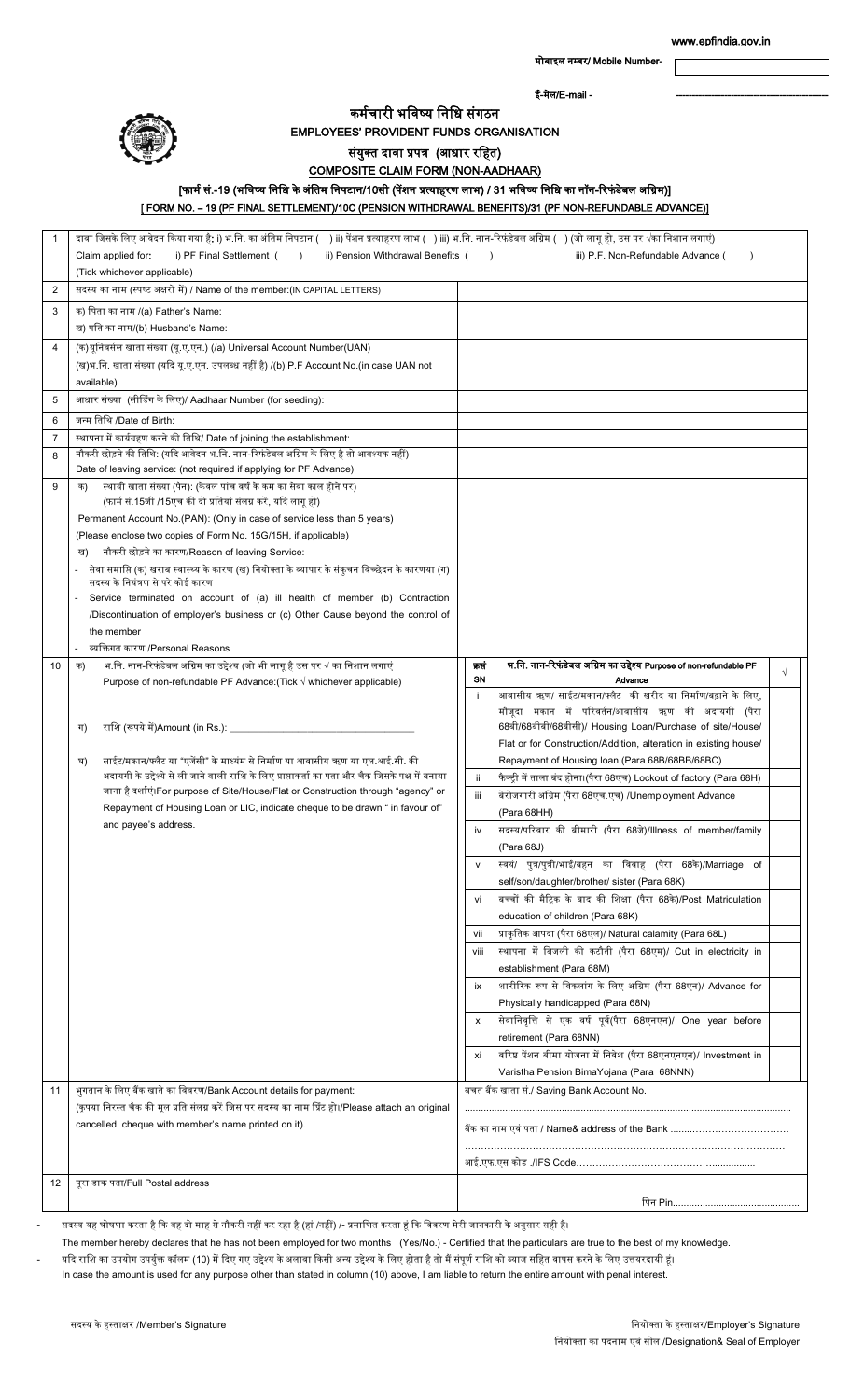www.epfindia.gov.in

मोबाइल नम्बर/ Mobile Number-

ई-मेल/E-mail - ------------------------------------------

# कर्मचारी भविष्य निधि संगठन
# EMPLOYEES' PROVIDENT FUNDS ORGANISATION

## संयुक्त दावा प्रपत्र (आधार रहित)
## COMPOSITE CLAIM FORM (NON-AADHAAR)

### [फार्म सं.-19 (भविष्य निधि के अंतिम निपटान/10सी (पेंशन प्रत्याहरण लाभ) / 31 भविष्य निधि का नॉन-रिफंडेबल अग्रिम)]
### [ FORM NO. – 19 (PF FINAL SETTLEMENT)/10C (PENSION WITHDRAWAL BENEFITS)/31 (PF NON-REFUNDABLE ADVANCE)]

| | | |
|---|---|---|
| 1 | दावा जिसके लिए आवेदन किया गया है: i) भ.नि. का अंतिम निपटान ( ) ii) पेंशन प्रत्याहरण लाभ ( ) iii) भ.नि. नान-रिफंडेबल अग्रिम ( ) (जो लागू हो, उस पर √का निशान लगाएं)<br>Claim applied for: i) PF Final Settlement ( ) ii) Pension Withdrawal Benefits ( ) iii) P.F. Non-Refundable Advance ( )<br>(Tick whichever applicable) | |
| 2 | सदस्य का नाम (स्पष्ट अक्षरों में) / Name of the member:(IN CAPITAL LETTERS) | |
| 3 | क) पिता का नाम /(a) Father's Name:<br>ख) पति का नाम/(b) Husband's Name: | |
| 4 | (क)यूनिवर्सल खाता संख्या (यू.ए.एन.) (/a) Universal Account Number(UAN)<br>(ख)भ.नि. खाता संख्या (यदि यू.ए.एन. उपलब्ध नहीं है) /(b) P.F Account No.(in case UAN not available) | |
| 5 | आधार संख्या (सीडिंग के लिए)/ Aadhaar Number (for seeding): | |
| 6 | जन्म तिथि /Date of Birth: | |
| 7 | स्थापना में कार्यग्रहण करने की तिथि/ Date of joining the establishment: | |
| 8 | नौकरी छोड़ने की तिथि: (यदि आवेदन भ.नि. नान-रिफंडेबल अग्रिम के लिए है तो आवश्यक नहीं)<br>Date of leaving service: (not required if applying for PF Advance) | |
| 9 | क) स्थायी खाता संख्या (पैन): (केवल पांच वर्ष के कम का सेवा काल होने पर) (फार्म सं.15जी /15एच की दो प्रतियां संलग्न करें, यदि लागू हो)<br>Permanent Account No.(PAN): (Only in case of service less than 5 years)<br>(Please enclose two copies of Form No. 15G/15H, if applicable)<br>ख) नौकरी छोड़ने का कारण/Reason of leaving Service:<br>- सेवा समाप्ति (क) खराब स्वास्थ्य के कारण (ख) नियोक्ता के व्यापार के संकुचन विच्छेदन के कारणया (ग) सदस्य के नियंत्रण से परे कोई कारण<br>- Service terminated on account of (a) ill health of member (b) Contraction /Discontinuation of employer's business or (c) Other Cause beyond the control of the member<br>- व्यक्तिगत कारण /Personal Reasons | |
| 10 | क) भ.नि. नान-रिफंडेबल अग्रिम का उद्देश्य (जो भी लागू है उस पर √ का निशान लगाएं<br>Purpose of non-refundable PF Advance:(Tick √ whichever applicable)<br><br>ग) राशि (रुपये में)Amount (in Rs.): ________________<br><br>घ) साईट/मकान/फ्लैट या "एजेंसी" के माध्यम से निर्माण या आवासीय ऋण या एल.आई.सी. की अदायगी के उद्देश्य से ली जाने वाली राशि के लिए प्राप्तकर्ता का पता और चैक जिसके पक्ष में बनाया जाना है दर्शाएं।For purpose of Site/House/Flat or Construction through "agency" or Repayment of Housing Loan or LIC, indicate cheque to be drawn " in favour of" and payee's address. | (see table below) |

| क्रसं SN | भ.नि. नान-रिफंडेबल अग्रिम का उद्देश्य Purpose of non-refundable PF Advance | √ |
|---|---|---|
| i | आवासीय ऋण/ साईट/मकान/फ्लैट की खरीद या निर्माण/बढ़ाने के लिए, मौजूदा मकान में परिवर्तन/आवासीय ऋण की अदायगी (पैरा 68बी/68बीबी/68बीसी)/ Housing Loan/Purchase of site/House/ Flat or for Construction/Addition, alteration in existing house/ Repayment of Housing loan (Para 68B/68BB/68BC) | |
| ii | फैक्ट्री में ताला बंद होना(पैरा 68एच) Lockout of factory (Para 68H) | |
| iii | बेरोजगारी अग्रिम (पैरा 68एच.एच) /Unemployment Advance (Para 68HH) | |
| iv | सदस्य/परिवार की बीमारी (पैरा 68जे)/Illness of member/family (Para 68J) | |
| v | स्वयं/ पुत्र/पुत्री/भाई/बहन का विवाह (पैरा 68के)/Marriage of self/son/daughter/brother/ sister (Para 68K) | |
| vi | बच्चों की मैट्रिक के बाद की शिक्षा (पैरा 68के)/Post Matriculation education of children (Para 68K) | |
| vii | प्राकृतिक आपदा (पैरा 68एल)/ Natural calamity (Para 68L) | |
| viii | स्थापना में बिजली की कटौती (पैरा 68एम)/ Cut in electricity in establishment (Para 68M) | |
| ix | शारीरिक रूप से विकलांग के लिए अग्रिम (पैरा 68एन)/ Advance for Physically handicapped (Para 68N) | |
| x | सेवानिवृत्ति से एक वर्ष पूर्व(पैरा 68एनएन)/ One year before retirement (Para 68NN) | |
| xi | वरिष्ट पेंशन बीमा योजना में निवेश (पैरा 68एनएनएन)/ Investment in Varistha Pension BimaYojana (Para 68NNN) | |

| | | |
|---|---|---|
| 11 | भुगतान के लिए बैंक खाते का विवरण/Bank Account details for payment:<br>(कृपया निरस्त चैक की मूल प्रति संलग्न करें जिस पर सदस्य का नाम प्रिंट हो)/Please attach an original cancelled cheque with member's name printed on it). | बचत बैंक खाता सं./ Saving Bank Account No.<br>.....................................................................<br>बैंक का नाम एवं पता / Name& address of the Bank ........................................<br>.....................................................................<br>आई.एफ.एस कोड ./IFS Code........................................... |
| 12 | पूरा डाक पता/Full Postal address | पिन Pin.............................................. |

- सदस्य यह घोषणा करता है कि वह दो माह से नौकरी नहीं कर रहा है (हां /नहीं) /- प्रमाणित करता हूं कि विवरण मेरी जानकारी के अनुसार सही है।
  The member hereby declares that he has not been employed for two months (Yes/No.) - Certified that the particulars are true to the best of my knowledge.
- यदि राशि का उपयोग उपर्युक्त कॉलम (10) में दिए गए उद्देश्य के अलावा किसी अन्य उद्देश्य के लिए होता है तो मैं संपूर्ण राशि को ब्याज सहित वापस करने के लिए उत्तरदायी हूं।
  In case the amount is used for any purpose other than stated in column (10) above, I am liable to return the entire amount with penal interest.

सदस्य के हस्ताक्षर /Member's Signature

नियोक्ता के हस्ताक्षर/Employer's Signature
नियोक्ता का पदनाम एवं सील /Designation& Seal of Employer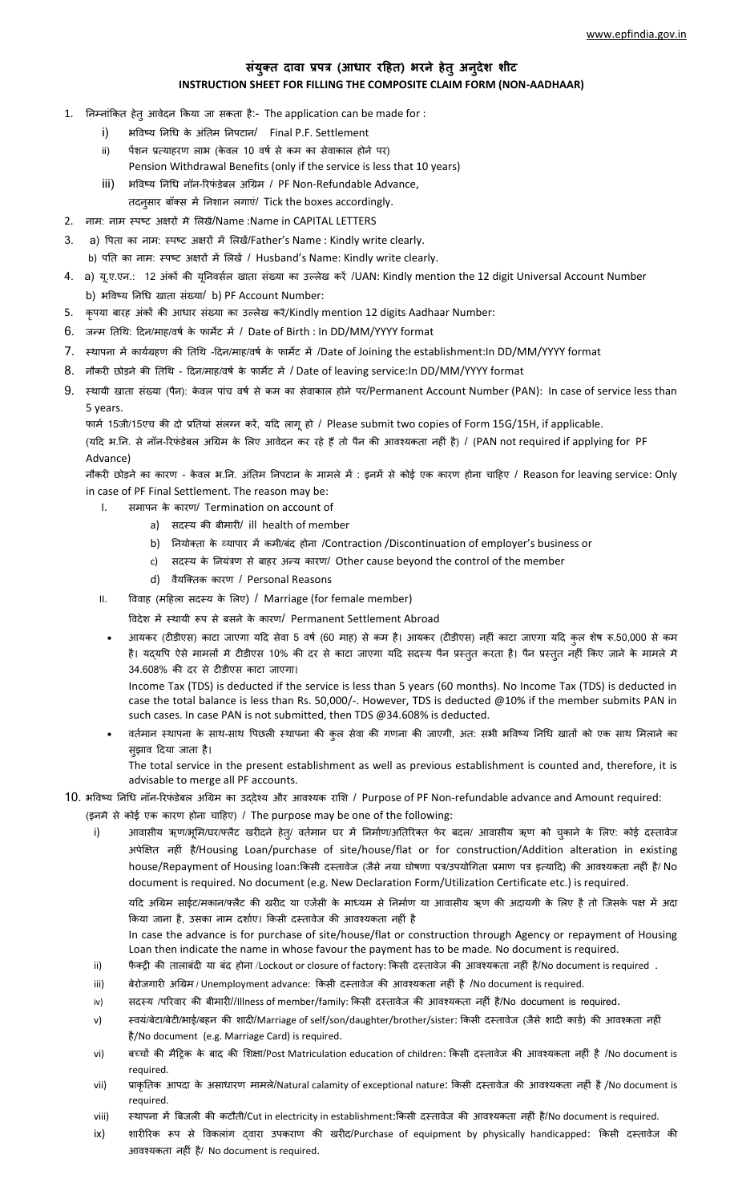# संयुक्त दावा प्रपत्र (आधार रहित) भरने हेतु अनुदेश शीट
## INSTRUCTION SHEET FOR FILLING THE COMPOSITE CLAIM FORM (NON-AADHAAR)

1. निम्नांकित हेतु आवेदन किया जा सकता है:- The application can be made for :
   - i) भविष्य निधि के अंतिम निपटान/ Final P.F. Settlement
   - ii) पेंशन प्रत्याहरण लाभ (केवल 10 वर्ष से कम का सेवाकाल होने पर) Pension Withdrawal Benefits (only if the service is less that 10 years)
   - iii) भविष्य निधि नॉन-रिफंडेबल अग्रिम / PF Non-Refundable Advance, तदनुसार बॉक्स में निशान लगाएं/ Tick the boxes accordingly.
2. नाम: नाम स्पष्ट अक्षरों में लिखें/Name :Name in CAPITAL LETTERS
3. a) पिता का नाम: स्पष्ट अक्षरों में लिखें/Father's Name : Kindly write clearly.
   b) पति का नाम: स्पष्ट अक्षरों में लिखें / Husband's Name: Kindly write clearly.
4. a) यू.ए.एन.: 12 अंकों की यूनिवर्सल खाता संख्या का उल्लेख करें /UAN: Kindly mention the 12 digit Universal Account Number
   b) भविष्य निधि खाता संख्या/ b) PF Account Number:
5. कृपया बारह अंकों की आधार संख्या का उल्लेख करें/Kindly mention 12 digits Aadhaar Number:
6. जन्म तिथि: दिन/माह/वर्ष के फार्मेट में / Date of Birth : In DD/MM/YYYY format
7. स्थापना में कार्यग्रहण की तिथि -दिन/माह/वर्ष के फार्मेट में /Date of Joining the establishment:In DD/MM/YYYY format
8. नौकरी छोड़ने की तिथि - दिन/माह/वर्ष के फार्मेट में / Date of leaving service:In DD/MM/YYYY format
9. स्थायी खाता संख्या (पैन): केवल पांच वर्ष से कम का सेवाकाल होने पर/Permanent Account Number (PAN): In case of service less than 5 years.

   फार्म 15जी/15एच की दो प्रतियां संलग्न करें, यदि लागू हो / Please submit two copies of Form 15G/15H, if applicable.

   (यदि भ.नि. से नॉन-रिफंडेबल अग्रिम के लिए आवेदन कर रहे हैं तो पैन की आवश्यकता नहीं है) / (PAN not required if applying for PF Advance)

   नौकरी छोड़ने का कारण - केवल भ.नि. अंतिम निपटान के मामले में : इनमें से कोई एक कारण होना चाहिए / Reason for leaving service: Only in case of PF Final Settlement. The reason may be:

   - I. समापन के कारण/ Termination on account of
     - a) सदस्य की बीमारी/ ill health of member
     - b) नियोक्ता के व्यापार में कमी/बंद होना /Contraction /Discontinuation of employer's business or
     - c) सदस्य के नियंत्रण से बाहर अन्य कारण/ Other cause beyond the control of the member
     - d) वैयक्तिक कारण / Personal Reasons
   - II. विवाह (महिला सदस्य के लिए) / Marriage (for female member)

     विदेश में स्थायी रूप से बसने के कारण/ Permanent Settlement Abroad

   - आयकर (टीडीएस) काटा जाएगा यदि सेवा 5 वर्ष (60 माह) से कम है। आयकर (टीडीएस) नहीं काटा जाएगा यदि कुल शेष रु.50,000 से कम है। यद्यपि ऐसे मामलों में टीडीएस 10% की दर से काटा जाएगा यदि सदस्य पैन प्रस्तुत करता है। पैन प्रस्तुत नहीं किए जाने के मामले में 34.608% की दर से टीडीएस काटा जाएगा।

     Income Tax (TDS) is deducted if the service is less than 5 years (60 months). No Income Tax (TDS) is deducted in case the total balance is less than Rs. 50,000/-. However, TDS is deducted @10% if the member submits PAN in such cases. In case PAN is not submitted, then TDS @34.608% is deducted.

   - वर्तमान स्थापना के साथ-साथ पिछली स्थापना की कुल सेवा की गणना की जाएगी, अतः सभी भविष्य निधि खातों को एक साथ मिलाने का सुझाव दिया जाता है।

     The total service in the present establishment as well as previous establishment is counted and, therefore, it is advisable to merge all PF accounts.

10. भविष्य निधि नॉन-रिफंडेबल अग्रिम का उद्देश्य और आवश्यक राशि / Purpose of PF Non-refundable advance and Amount required: (इनमें से कोई एक कारण होना चाहिए) / The purpose may be one of the following:
    - i) आवासीय ऋण/भूमि/घर/फ्लैट खरीदने हेतु/ वर्तमान घर में निर्माण/अतिरिक्त फेर बदल/ आवासीय ऋण को चुकाने के लिए: कोई दस्तावेज अपेक्षित नहीं है/Housing Loan/purchase of site/house/flat or for construction/Addition alteration in existing house/Repayment of Housing loan:किसी दस्तावेज (जैसे नया घोषणा पत्र/उपयोगिता प्रमाण पत्र इत्यादि) की आवश्यकता नहीं है/ No document is required. No document (e.g. New Declaration Form/Utilization Certificate etc.) is required.

      यदि अग्रिम साईट/मकान/फ्लैट की खरीद या एजेंसी के माध्यम से निर्माण या आवासीय ऋण की अदायगी के लिए है तो जिसके पक्ष में अदा किया जाना है, उसका नाम दर्शाए। किसी दस्तावेज की आवश्यकता नहीं है

      In case the advance is for purchase of site/house/flat or construction through Agency or repayment of Housing Loan then indicate the name in whose favour the payment has to be made. No document is required.
    - ii) फैक्ट्री की तालाबंदी या बंद होना /Lockout or closure of factory: किसी दस्तावेज की आवश्यकता नहीं है/No document is required .
    - iii) बेरोजगारी अग्रिम / Unemployment advance: किसी दस्तावेज की आवश्यकता नहीं है /No document is required.
    - iv) सदस्य /परिवार की बीमारी//Illness of member/family: किसी दस्तावेज की आवश्यकता नहीं है/No document is required.
    - v) स्वयं/बेटा/बेटी/भाई/बहन की शादी/Marriage of self/son/daughter/brother/sister: किसी दस्तावेज (जैसे शादी कार्ड) की आवश्यकता नहीं है/No document (e.g. Marriage Card) is required.
    - vi) बच्चों की मैट्रिक के बाद की शिक्षा/Post Matriculation education of children: किसी दस्तावेज की आवश्यकता नहीं है /No document is required.
    - vii) प्राकृतिक आपदा के असाधारण मामले/Natural calamity of exceptional nature: किसी दस्तावेज की आवश्यकता नहीं है /No document is required.
    - viii) स्थापना में बिजली की कटौती/Cut in electricity in establishment:किसी दस्तावेज की आवश्यकता नहीं है/No document is required.
    - ix) शारीरिक रूप से विकलांग द्वारा उपकरण की खरीद/Purchase of equipment by physically handicapped: किसी दस्तावेज की आवश्यकता नहीं है/ No document is required.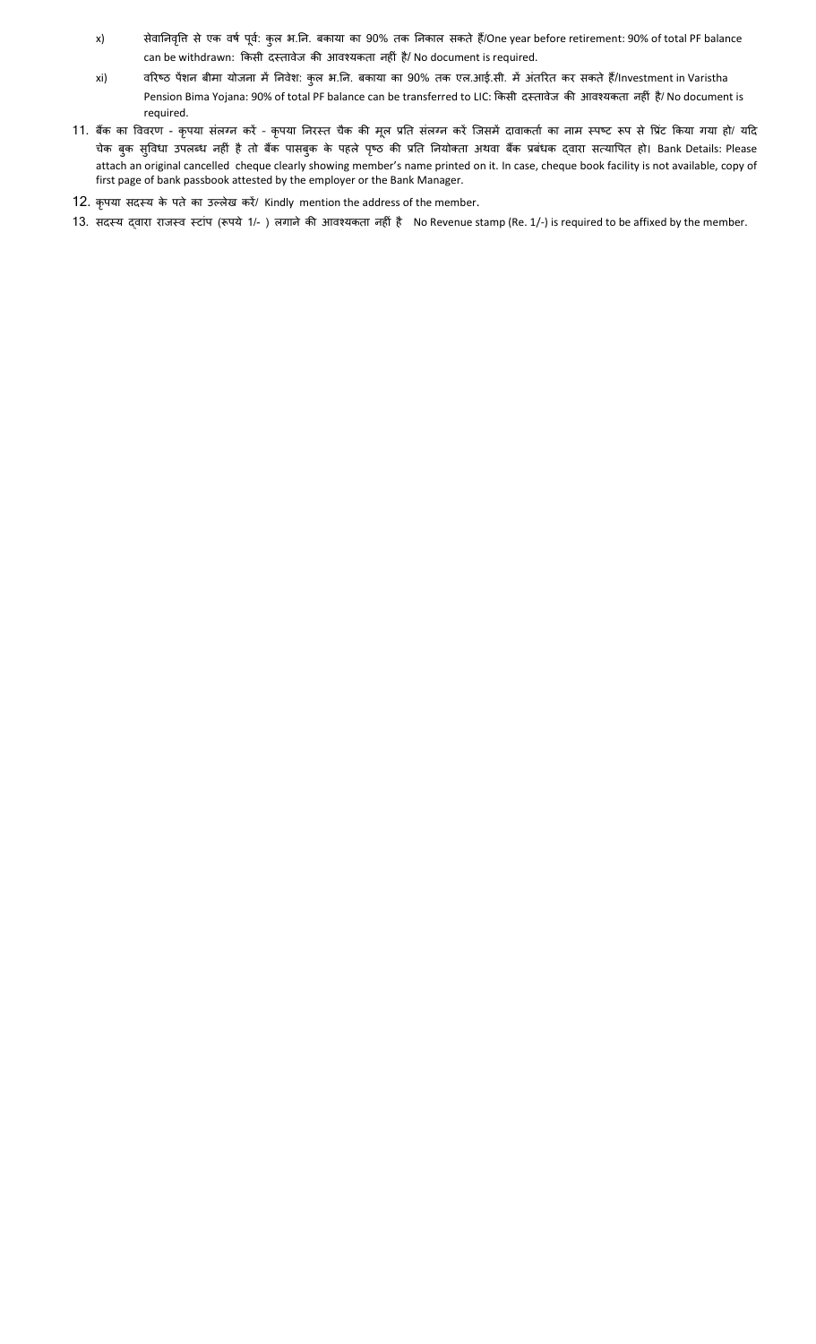x) सेवानिवृत्ति से एक वर्ष पूर्व: कुल भ.नि. बकाया का 90% तक निकाल सकते हैं/One year before retirement: 90% of total PF balance can be withdrawn: किसी दस्तावेज की आवश्यकता नहीं है/ No document is required.

xi) वरिष्ठ पेंशन बीमा योजना में निवेश: कुल भ.नि. बकाया का 90% तक एल.आई.सी. में अंतरित कर सकते हैं/Investment in Varistha Pension Bima Yojana: 90% of total PF balance can be transferred to LIC: किसी दस्तावेज की आवश्यकता नहीं है/ No document is required.

11. बैंक का विवरण - कृपया संलग्न करें - कृपया निरस्त चैक की मूल प्रति संलग्न करें जिसमें दावाकर्ता का नाम स्पष्ट रूप से प्रिंट किया गया हो/ यदि चेक बुक सुविधा उपलब्ध नहीं है तो बैंक पासबुक के पहले पृष्ठ की प्रति नियोक्ता अथवा बैंक प्रबंधक द्वारा सत्यापित हो। Bank Details: Please attach an original cancelled cheque clearly showing member's name printed on it. In case, cheque book facility is not available, copy of first page of bank passbook attested by the employer or the Bank Manager.

12. कृपया सदस्य के पते का उल्लेख करें/ Kindly mention the address of the member.

13. सदस्य द्वारा राजस्व स्टांप (रूपये 1/- ) लगाने की आवश्यकता नहीं है No Revenue stamp (Re. 1/-) is required to be affixed by the member.